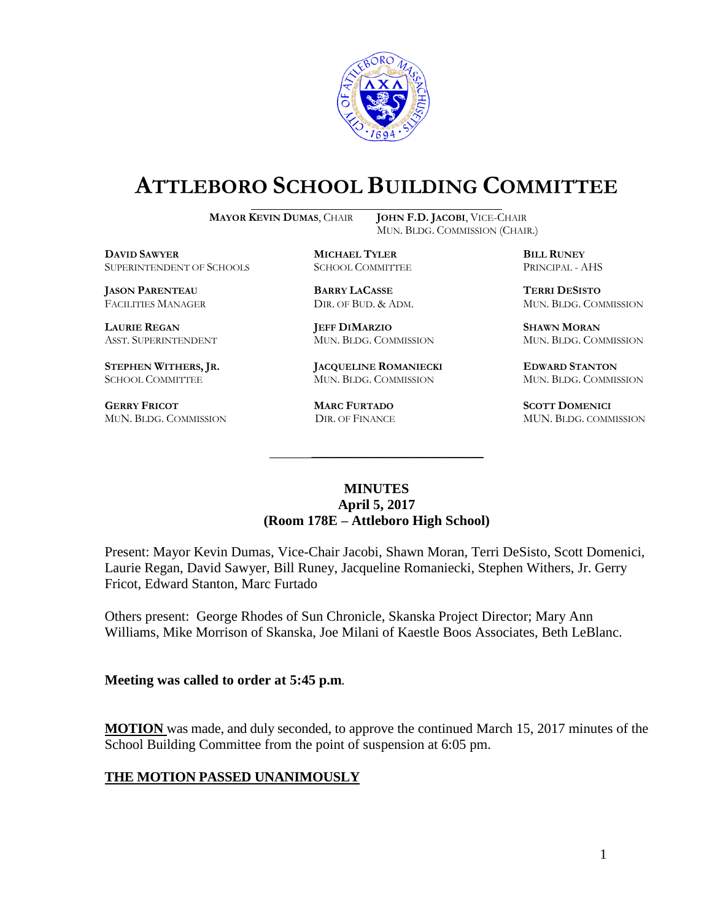# ATTLEBORO SCHOOL BUILDING COMMITTEE

**MAYOR KEVIN DUMAS**, CHAIR &nbsp;&nbsp;&nbsp;&nbsp; **JOHN F.D. JACOBI**, VICE-CHAIR
MUN. BLDG. COMMISSION (CHAIR.)

| | | |
|---|---|---|
| **DAVID SAWYER**<br>SUPERINTENDENT OF SCHOOLS | **MICHAEL TYLER**<br>SCHOOL COMMITTEE | **BILL RUNEY**<br>PRINCIPAL - AHS |
| **JASON PARENTEAU**<br>FACILITIES MANAGER | **BARRY LACASSE**<br>DIR. OF BUD. & ADM. | **TERRI DESISTO**<br>MUN. BLDG. COMMISSION |
| **LAURIE REGAN**<br>ASST. SUPERINTENDENT | **JEFF DIMARZIO**<br>MUN. BLDG. COMMISSION | **SHAWN MORAN**<br>MUN. BLDG. COMMISSION |
| **STEPHEN WITHERS, JR.**<br>SCHOOL COMMITTEE | **JACQUELINE ROMANIECKI**<br>MUN. BLDG. COMMISSION | **EDWARD STANTON**<br>MUN. BLDG. COMMISSION |
| **GERRY FRICOT**<br>MUN. BLDG. COMMISSION | **MARC FURTADO**<br>DIR. OF FINANCE | **SCOTT DOMENICI**<br>MUN. BLDG. COMMISSION |

**MINUTES**
**April 5, 2017**
**(Room 178E – Attleboro High School)**

Present: Mayor Kevin Dumas, Vice-Chair Jacobi, Shawn Moran, Terri DeSisto, Scott Domenici, Laurie Regan, David Sawyer, Bill Runey, Jacqueline Romaniecki, Stephen Withers, Jr. Gerry Fricot, Edward Stanton, Marc Furtado

Others present: George Rhodes of Sun Chronicle, Skanska Project Director; Mary Ann Williams, Mike Morrison of Skanska, Joe Milani of Kaestle Boos Associates, Beth LeBlanc.

**Meeting was called to order at 5:45 p.m.**

**MOTION** was made, and duly seconded, to approve the continued March 15, 2017 minutes of the School Building Committee from the point of suspension at 6:05 pm.

**THE MOTION PASSED UNANIMOUSLY**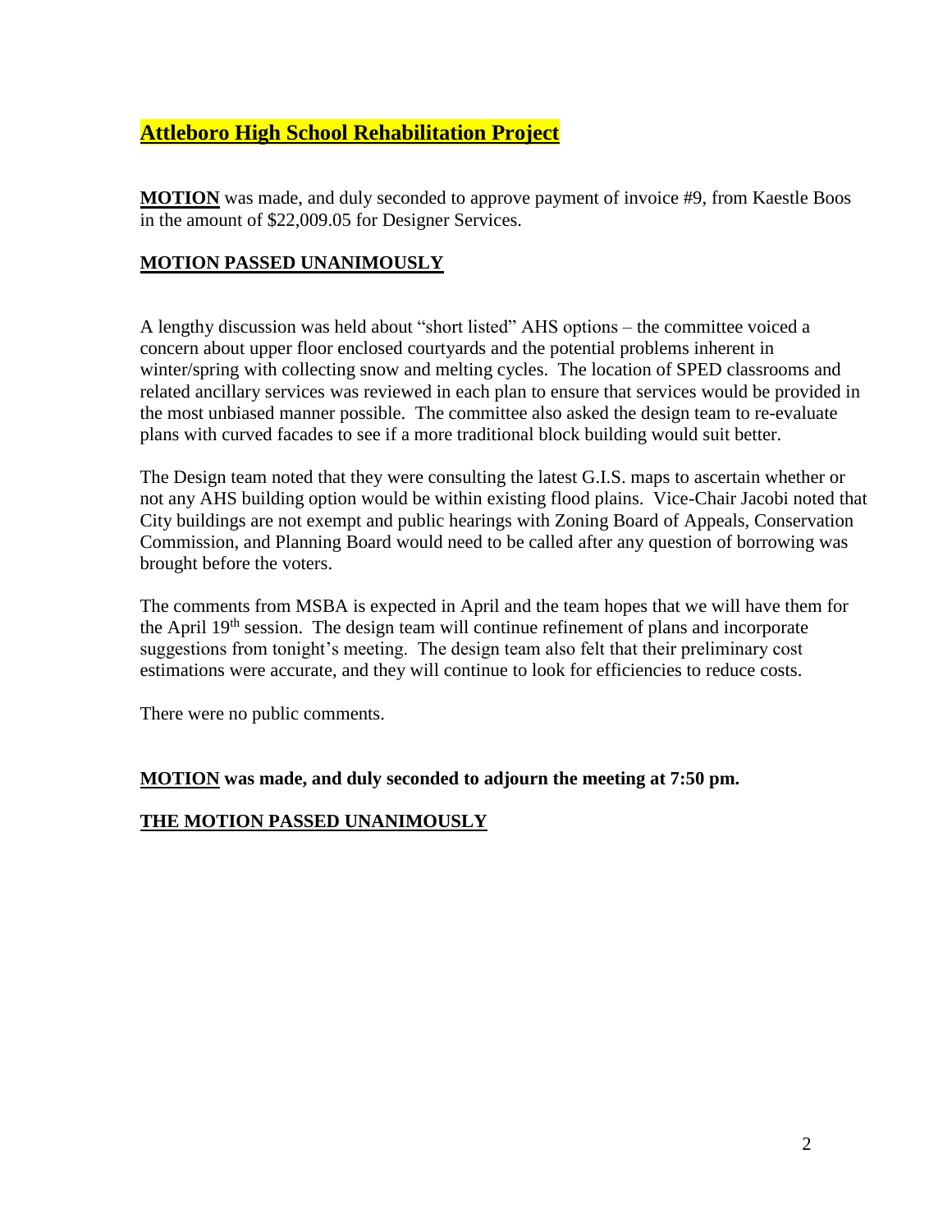## Attleboro High School Rehabilitation Project

**MOTION** was made, and duly seconded to approve payment of invoice #9, from Kaestle Boos in the amount of $22,009.05 for Designer Services.

**MOTION PASSED UNANIMOUSLY**

A lengthy discussion was held about "short listed" AHS options – the committee voiced a concern about upper floor enclosed courtyards and the potential problems inherent in winter/spring with collecting snow and melting cycles. The location of SPED classrooms and related ancillary services was reviewed in each plan to ensure that services would be provided in the most unbiased manner possible. The committee also asked the design team to re-evaluate plans with curved facades to see if a more traditional block building would suit better.

The Design team noted that they were consulting the latest G.I.S. maps to ascertain whether or not any AHS building option would be within existing flood plains. Vice-Chair Jacobi noted that City buildings are not exempt and public hearings with Zoning Board of Appeals, Conservation Commission, and Planning Board would need to be called after any question of borrowing was brought before the voters.

The comments from MSBA is expected in April and the team hopes that we will have them for the April 19th session. The design team will continue refinement of plans and incorporate suggestions from tonight's meeting. The design team also felt that their preliminary cost estimations were accurate, and they will continue to look for efficiencies to reduce costs.

There were no public comments.

**MOTION was made, and duly seconded to adjourn the meeting at 7:50 pm.**

**THE MOTION PASSED UNANIMOUSLY**